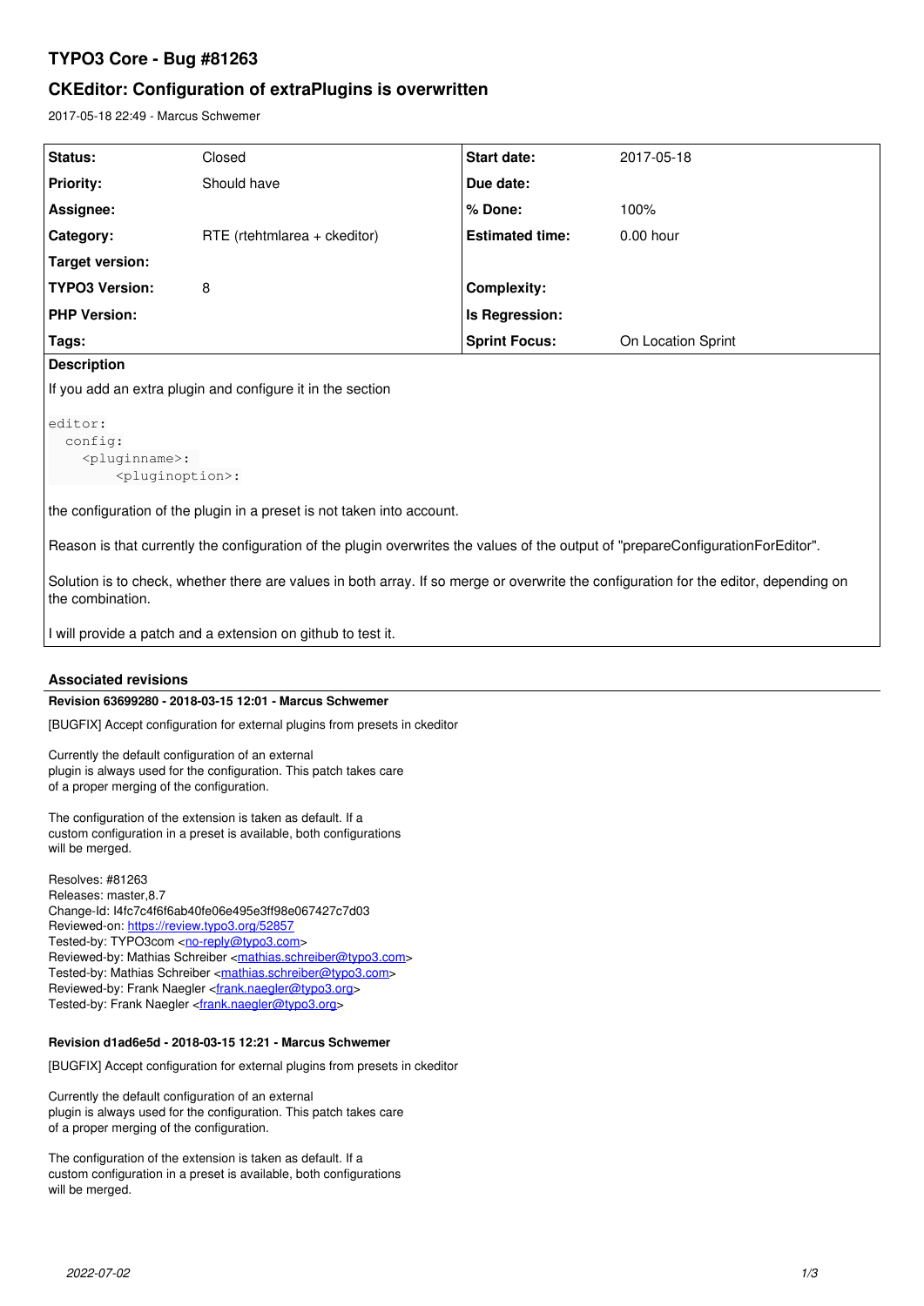# TYPO3 Core - Bug #81263

## CKEditor: Configuration of extraPlugins is overwritten

2017-05-18 22:49 - Marcus Schwemer

| Status: | Closed | Start date: | 2017-05-18 |
|---|---|---|---|
| Priority: | Should have | Due date: | |
| Assignee: | | % Done: | 100% |
| Category: | RTE (rtehtmlarea + ckeditor) | Estimated time: | 0.00 hour |
| Target version: | | | |
| TYPO3 Version: | 8 | Complexity: | |
| PHP Version: | | Is Regression: | |
| Tags: | | Sprint Focus: | On Location Sprint |

**Description**

If you add an extra plugin and configure it in the section

```
editor:
  config:
    <pluginname>:
        <pluginoption>:
```

the configuration of the plugin in a preset is not taken into account.

Reason is that currently the configuration of the plugin overwrites the values of the output of "prepareConfigurationForEditor".

Solution is to check, whether there are values in both array. If so merge or overwrite the configuration for the editor, depending on the combination.

I will provide a patch and a extension on github to test it.

### Associated revisions

**Revision 63699280 - 2018-03-15 12:01 - Marcus Schwemer**

[BUGFIX] Accept configuration for external plugins from presets in ckeditor

Currently the default configuration of an external
plugin is always used for the configuration. This patch takes care
of a proper merging of the configuration.

The configuration of the extension is taken as default. If a
custom configuration in a preset is available, both configurations
will be merged.

Resolves: #81263
Releases: master,8.7
Change-Id: I4fc7c4f6f6ab40fe06e495e3ff98e067427c7d03
Reviewed-on: https://review.typo3.org/52857
Tested-by: TYPO3com <no-reply@typo3.com>
Reviewed-by: Mathias Schreiber <mathias.schreiber@typo3.com>
Tested-by: Mathias Schreiber <mathias.schreiber@typo3.com>
Reviewed-by: Frank Naegler <frank.naegler@typo3.org>
Tested-by: Frank Naegler <frank.naegler@typo3.org>

**Revision d1ad6e5d - 2018-03-15 12:21 - Marcus Schwemer**

[BUGFIX] Accept configuration for external plugins from presets in ckeditor

Currently the default configuration of an external
plugin is always used for the configuration. This patch takes care
of a proper merging of the configuration.

The configuration of the extension is taken as default. If a
custom configuration in a preset is available, both configurations
will be merged.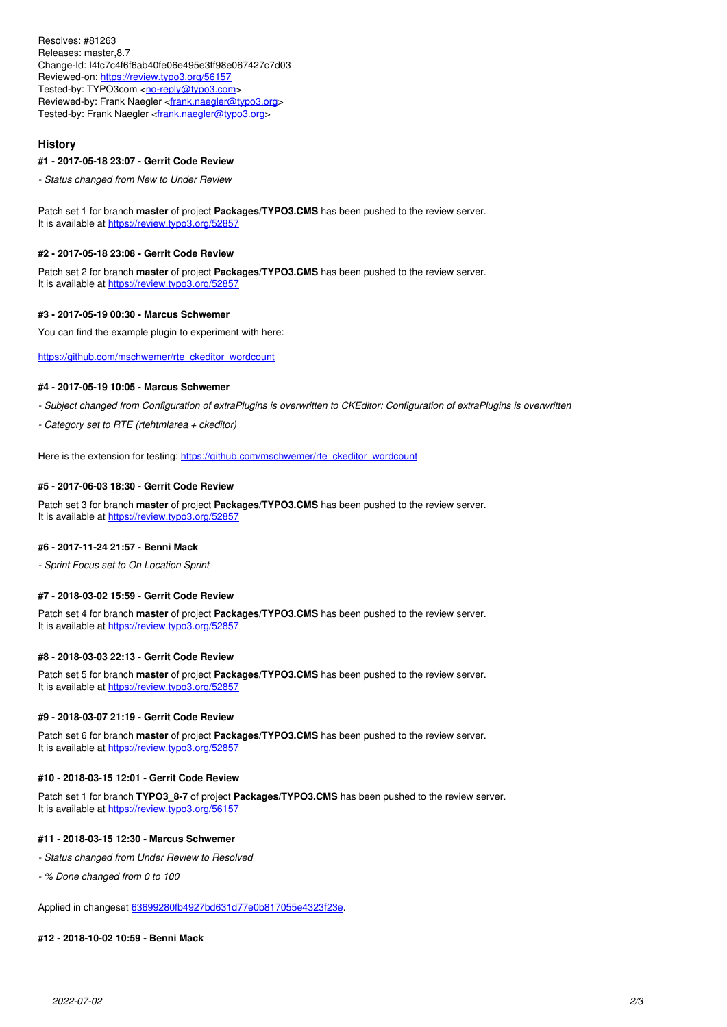Resolves: #81263
Releases: master,8.7
Change-Id: I4fc7c4f6f6ab40fe06e495e3ff98e067427c7d03
Reviewed-on: https://review.typo3.org/56157
Tested-by: TYPO3com <no-reply@typo3.com>
Reviewed-by: Frank Naegler <frank.naegler@typo3.org>
Tested-by: Frank Naegler <frank.naegler@typo3.org>

## History

#### #1 - 2017-05-18 23:07 - Gerrit Code Review

*- Status changed from New to Under Review*

Patch set 1 for branch **master** of project **Packages/TYPO3.CMS** has been pushed to the review server.
It is available at https://review.typo3.org/52857

#### #2 - 2017-05-18 23:08 - Gerrit Code Review

Patch set 2 for branch **master** of project **Packages/TYPO3.CMS** has been pushed to the review server.
It is available at https://review.typo3.org/52857

#### #3 - 2017-05-19 00:30 - Marcus Schwemer

You can find the example plugin to experiment with here:

https://github.com/mschwemer/rte_ckeditor_wordcount

#### #4 - 2017-05-19 10:05 - Marcus Schwemer

*- Subject changed from Configuration of extraPlugins is overwritten to CKEditor: Configuration of extraPlugins is overwritten*

*- Category set to RTE (rtehtmlarea + ckeditor)*

Here is the extension for testing: https://github.com/mschwemer/rte_ckeditor_wordcount

#### #5 - 2017-06-03 18:30 - Gerrit Code Review

Patch set 3 for branch **master** of project **Packages/TYPO3.CMS** has been pushed to the review server.
It is available at https://review.typo3.org/52857

#### #6 - 2017-11-24 21:57 - Benni Mack

*- Sprint Focus set to On Location Sprint*

#### #7 - 2018-03-02 15:59 - Gerrit Code Review

Patch set 4 for branch **master** of project **Packages/TYPO3.CMS** has been pushed to the review server.
It is available at https://review.typo3.org/52857

#### #8 - 2018-03-03 22:13 - Gerrit Code Review

Patch set 5 for branch **master** of project **Packages/TYPO3.CMS** has been pushed to the review server.
It is available at https://review.typo3.org/52857

#### #9 - 2018-03-07 21:19 - Gerrit Code Review

Patch set 6 for branch **master** of project **Packages/TYPO3.CMS** has been pushed to the review server.
It is available at https://review.typo3.org/52857

#### #10 - 2018-03-15 12:01 - Gerrit Code Review

Patch set 1 for branch **TYPO3_8-7** of project **Packages/TYPO3.CMS** has been pushed to the review server.
It is available at https://review.typo3.org/56157

#### #11 - 2018-03-15 12:30 - Marcus Schwemer

*- Status changed from Under Review to Resolved*

*- % Done changed from 0 to 100*

Applied in changeset 63699280fb4927bd631d77e0b817055e4323f23e.

#### #12 - 2018-10-02 10:59 - Benni Mack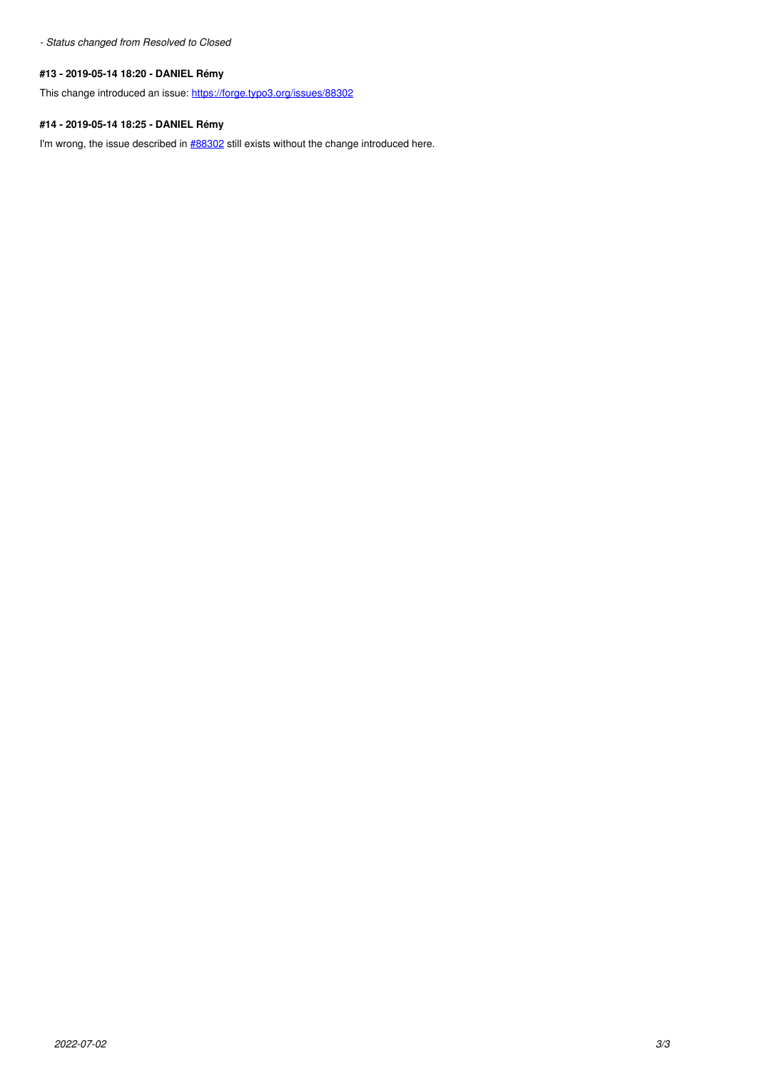*- Status changed from Resolved to Closed*

#### #13 - 2019-05-14 18:20 - DANIEL Rémy

This change introduced an issue: [https://forge.typo3.org/issues/88302](https://forge.typo3.org/issues/88302)

#### #14 - 2019-05-14 18:25 - DANIEL Rémy

I'm wrong, the issue described in [#88302](https://forge.typo3.org/issues/88302) still exists without the change introduced here.